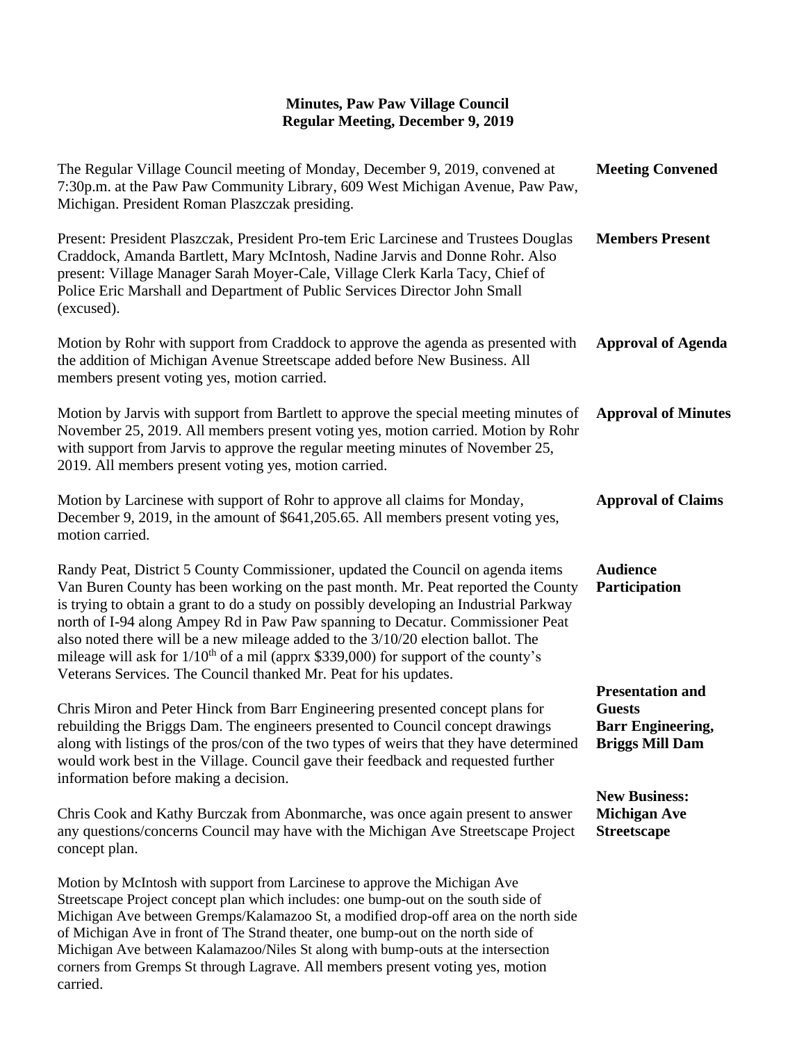# Minutes, Paw Paw Village Council
## Regular Meeting, December 9, 2019

**Meeting Convened**

The Regular Village Council meeting of Monday, December 9, 2019, convened at 7:30p.m. at the Paw Paw Community Library, 609 West Michigan Avenue, Paw Paw, Michigan. President Roman Plaszczak presiding.

**Members Present**

Present: President Plaszczak, President Pro-tem Eric Larcinese and Trustees Douglas Craddock, Amanda Bartlett, Mary McIntosh, Nadine Jarvis and Donne Rohr. Also present: Village Manager Sarah Moyer-Cale, Village Clerk Karla Tacy, Chief of Police Eric Marshall and Department of Public Services Director John Small (excused).

**Approval of Agenda**

Motion by Rohr with support from Craddock to approve the agenda as presented with the addition of Michigan Avenue Streetscape added before New Business. All members present voting yes, motion carried.

**Approval of Minutes**

Motion by Jarvis with support from Bartlett to approve the special meeting minutes of November 25, 2019. All members present voting yes, motion carried. Motion by Rohr with support from Jarvis to approve the regular meeting minutes of November 25, 2019. All members present voting yes, motion carried.

**Approval of Claims**

Motion by Larcinese with support of Rohr to approve all claims for Monday, December 9, 2019, in the amount of $641,205.65. All members present voting yes, motion carried.

**Audience Participation**

Randy Peat, District 5 County Commissioner, updated the Council on agenda items Van Buren County has been working on the past month. Mr. Peat reported the County is trying to obtain a grant to do a study on possibly developing an Industrial Parkway north of I-94 along Ampey Rd in Paw Paw spanning to Decatur. Commissioner Peat also noted there will be a new mileage added to the 3/10/20 election ballot. The mileage will ask for 1/10th of a mil (apprx $339,000) for support of the county's Veterans Services. The Council thanked Mr. Peat for his updates.

**Presentation and Guests Barr Engineering, Briggs Mill Dam**

Chris Miron and Peter Hinck from Barr Engineering presented concept plans for rebuilding the Briggs Dam. The engineers presented to Council concept drawings along with listings of the pros/con of the two types of weirs that they have determined would work best in the Village. Council gave their feedback and requested further information before making a decision.

**New Business: Michigan Ave Streetscape**

Chris Cook and Kathy Burczak from Abonmarche, was once again present to answer any questions/concerns Council may have with the Michigan Ave Streetscape Project concept plan.

Motion by McIntosh with support from Larcinese to approve the Michigan Ave Streetscape Project concept plan which includes: one bump-out on the south side of Michigan Ave between Gremps/Kalamazoo St, a modified drop-off area on the north side of Michigan Ave in front of The Strand theater, one bump-out on the north side of Michigan Ave between Kalamazoo/Niles St along with bump-outs at the intersection corners from Gremps St through Lagrave. All members present voting yes, motion carried.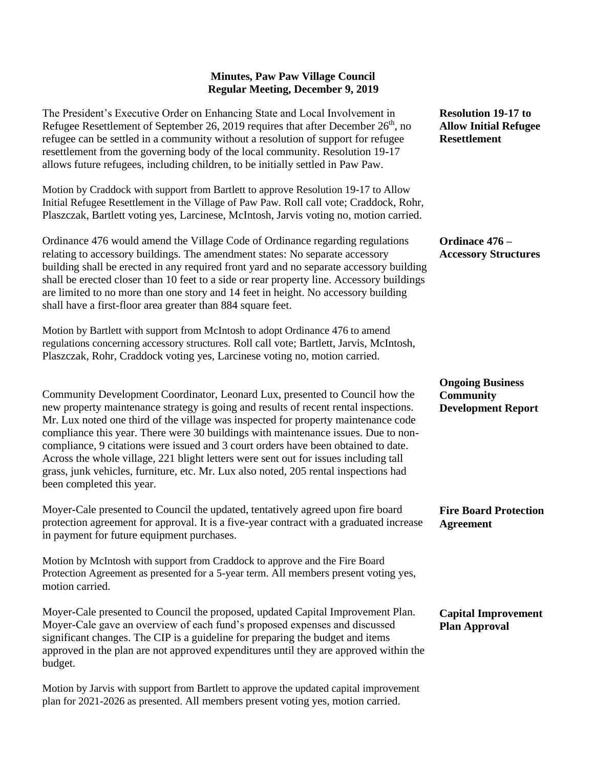**Minutes, Paw Paw Village Council**
**Regular Meeting, December 9, 2019**

**Resolution 19-17 to Allow Initial Refugee Resettlement**

The President's Executive Order on Enhancing State and Local Involvement in Refugee Resettlement of September 26, 2019 requires that after December 26th, no refugee can be settled in a community without a resolution of support for refugee resettlement from the governing body of the local community. Resolution 19-17 allows future refugees, including children, to be initially settled in Paw Paw.

Motion by Craddock with support from Bartlett to approve Resolution 19-17 to Allow Initial Refugee Resettlement in the Village of Paw Paw. Roll call vote; Craddock, Rohr, Plaszczak, Bartlett voting yes, Larcinese, McIntosh, Jarvis voting no, motion carried.

**Ordinace 476 – Accessory Structures**

Ordinance 476 would amend the Village Code of Ordinance regarding regulations relating to accessory buildings. The amendment states: No separate accessory building shall be erected in any required front yard and no separate accessory building shall be erected closer than 10 feet to a side or rear property line. Accessory buildings are limited to no more than one story and 14 feet in height. No accessory building shall have a first-floor area greater than 884 square feet.

Motion by Bartlett with support from McIntosh to adopt Ordinance 476 to amend regulations concerning accessory structures. Roll call vote; Bartlett, Jarvis, McIntosh, Plaszczak, Rohr, Craddock voting yes, Larcinese voting no, motion carried.

**Ongoing Business Community Development Report**

Community Development Coordinator, Leonard Lux, presented to Council how the new property maintenance strategy is going and results of recent rental inspections. Mr. Lux noted one third of the village was inspected for property maintenance code compliance this year. There were 30 buildings with maintenance issues. Due to non-compliance, 9 citations were issued and 3 court orders have been obtained to date. Across the whole village, 221 blight letters were sent out for issues including tall grass, junk vehicles, furniture, etc. Mr. Lux also noted, 205 rental inspections had been completed this year.

**Fire Board Protection Agreement**

Moyer-Cale presented to Council the updated, tentatively agreed upon fire board protection agreement for approval. It is a five-year contract with a graduated increase in payment for future equipment purchases.

Motion by McIntosh with support from Craddock to approve and the Fire Board Protection Agreement as presented for a 5-year term. All members present voting yes, motion carried.

**Capital Improvement Plan Approval**

Moyer-Cale presented to Council the proposed, updated Capital Improvement Plan. Moyer-Cale gave an overview of each fund's proposed expenses and discussed significant changes. The CIP is a guideline for preparing the budget and items approved in the plan are not approved expenditures until they are approved within the budget.

Motion by Jarvis with support from Bartlett to approve the updated capital improvement plan for 2021-2026 as presented. All members present voting yes, motion carried.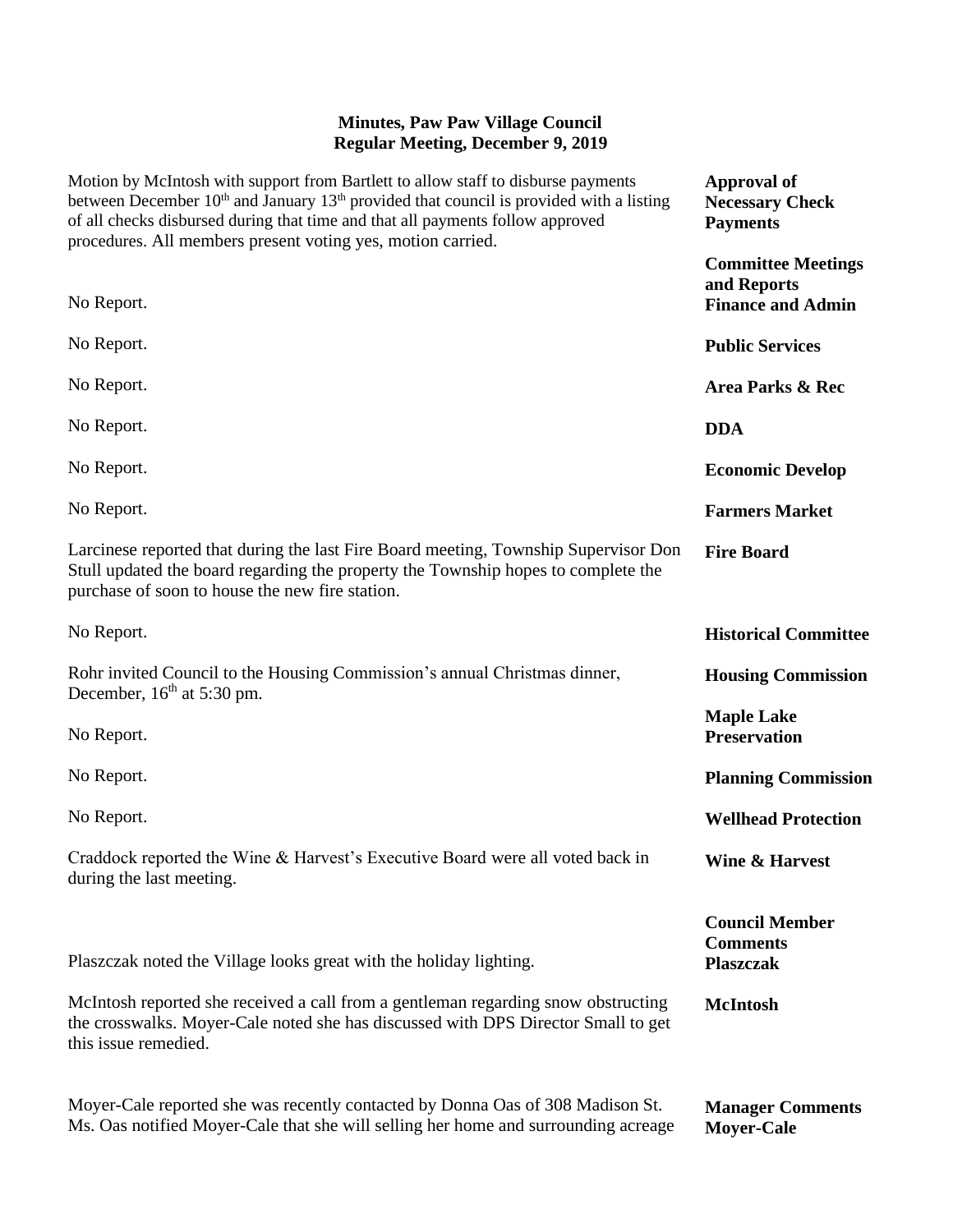**Minutes, Paw Paw Village Council**
**Regular Meeting, December 9, 2019**

**Approval of Necessary Check Payments**

Motion by McIntosh with support from Bartlett to allow staff to disburse payments between December 10th and January 13th provided that council is provided with a listing of all checks disbursed during that time and that all payments follow approved procedures. All members present voting yes, motion carried.

**Committee Meetings and Reports**

**Finance and Admin**

No Report.

**Public Services**

No Report.

**Area Parks & Rec**

No Report.

**DDA**

No Report.

**Economic Develop**

No Report.

**Farmers Market**

No Report.

**Fire Board**

Larcinese reported that during the last Fire Board meeting, Township Supervisor Don Stull updated the board regarding the property the Township hopes to complete the purchase of soon to house the new fire station.

**Historical Committee**

No Report.

**Housing Commission**

Rohr invited Council to the Housing Commission's annual Christmas dinner, December, 16th at 5:30 pm.

**Maple Lake Preservation**

No Report.

**Planning Commission**

No Report.

**Wellhead Protection**

No Report.

**Wine & Harvest**

Craddock reported the Wine & Harvest's Executive Board were all voted back in during the last meeting.

**Council Member Comments**

**Plaszczak**

Plaszczak noted the Village looks great with the holiday lighting.

**McIntosh**

McIntosh reported she received a call from a gentleman regarding snow obstructing the crosswalks. Moyer-Cale noted she has discussed with DPS Director Small to get this issue remedied.

**Manager Comments**

**Moyer-Cale**

Moyer-Cale reported she was recently contacted by Donna Oas of 308 Madison St. Ms. Oas notified Moyer-Cale that she will selling her home and surrounding acreage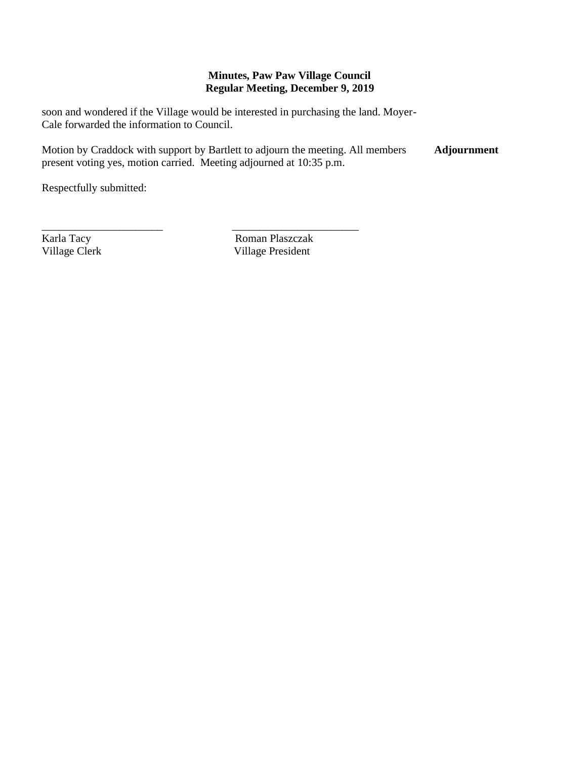soon and wondered if the Village would be interested in purchasing the land. Moyer-Cale forwarded the information to Council.

**Adjournment**

Motion by Craddock with support by Bartlett to adjourn the meeting. All members present voting yes, motion carried. Meeting adjourned at 10:35 p.m.

Respectfully submitted:

| | |
|---|---|
| ______________________ | ______________________ |
| Karla Tacy | Roman Plaszczak |
| Village Clerk | Village President |